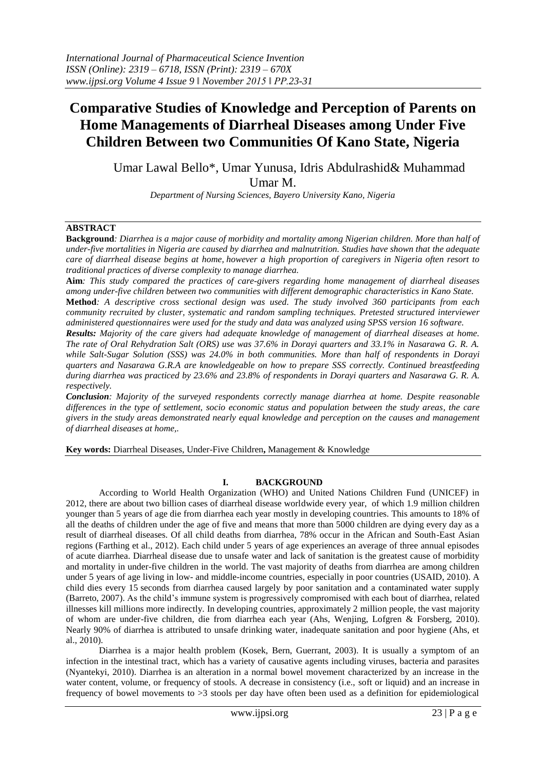# Comparative Studies of Knowledge and Perception of Parents on Home Managements of Diarrheal Diseases among Under Five Children Between two Communities Of Kano State, Nigeria

Umar Lawal Bello*, Umar Yunusa, Idris Abdulrashid& Muhammad Umar M.

*Department of Nursing Sciences, Bayero University Kano, Nigeria*

## ABSTRACT

**Background***: Diarrhea is a major cause of morbidity and mortality among Nigerian children. More than half of under-five mortalities in Nigeria are caused by diarrhea and malnutrition. Studies have shown that the adequate care of diarrheal disease begins at home, however a high proportion of caregivers in Nigeria often resort to traditional practices of diverse complexity to manage diarrhea.*

**Aim***: This study compared the practices of care-givers regarding home management of diarrheal diseases among under-five children between two communities with different demographic characteristics in Kano State.*

**Method***: A descriptive cross sectional design was used. The study involved 360 participants from each community recruited by cluster, systematic and random sampling techniques. Pretested structured interviewer administered questionnaires were used for the study and data was analyzed using SPSS version 16 software.*

***Results:*** *Majority of the care givers had adequate knowledge of management of diarrheal diseases at home. The rate of Oral Rehydration Salt (ORS) use was 37.6% in Dorayi quarters and 33.1% in Nasarawa G. R. A. while Salt-Sugar Solution (SSS) was 24.0% in both communities. More than half of respondents in Dorayi quarters and Nasarawa G.R.A are knowledgeable on how to prepare SSS correctly. Continued breastfeeding during diarrhea was practiced by 23.6% and 23.8% of respondents in Dorayi quarters and Nasarawa G. R. A. respectively.*

***Conclusion****: Majority of the surveyed respondents correctly manage diarrhea at home. Despite reasonable differences in the type of settlement, socio economic status and population between the study areas, the care givers in the study areas demonstrated nearly equal knowledge and perception on the causes and management of diarrheal diseases at home,.*

**Key words:** Diarrheal Diseases, Under-Five Children**,** Management & Knowledge

## I. BACKGROUND

According to World Health Organization (WHO) and United Nations Children Fund (UNICEF) in 2012, there are about two billion cases of diarrheal disease worldwide every year, of which 1.9 million children younger than 5 years of age die from diarrhea each year mostly in developing countries. This amounts to 18% of all the deaths of children under the age of five and means that more than 5000 children are dying every day as a result of diarrheal diseases. Of all child deaths from diarrhea, 78% occur in the African and South-East Asian regions (Farthing et al., 2012). Each child under 5 years of age experiences an average of three annual episodes of acute diarrhea. Diarrheal disease due to unsafe water and lack of sanitation is the greatest cause of morbidity and mortality in under-five children in the world. The vast majority of deaths from diarrhea are among children under 5 years of age living in low- and middle-income countries, especially in poor countries (USAID, 2010). A child dies every 15 seconds from diarrhea caused largely by poor sanitation and a contaminated water supply (Barreto, 2007). As the child's immune system is progressively compromised with each bout of diarrhea, related illnesses kill millions more indirectly. In developing countries, approximately 2 million people, the vast majority of whom are under-five children, die from diarrhea each year (Ahs, Wenjing, Lofgren & Forsberg, 2010). Nearly 90% of diarrhea is attributed to unsafe drinking water, inadequate sanitation and poor hygiene (Ahs, et al., 2010).

Diarrhea is a major health problem (Kosek, Bern, Guerrant, 2003). It is usually a symptom of an infection in the intestinal tract, which has a variety of causative agents including viruses, bacteria and parasites (Nyantekyi, 2010). Diarrhea is an alteration in a normal bowel movement characterized by an increase in the water content, volume, or frequency of stools. A decrease in consistency (i.e., soft or liquid) and an increase in frequency of bowel movements to >3 stools per day have often been used as a definition for epidemiological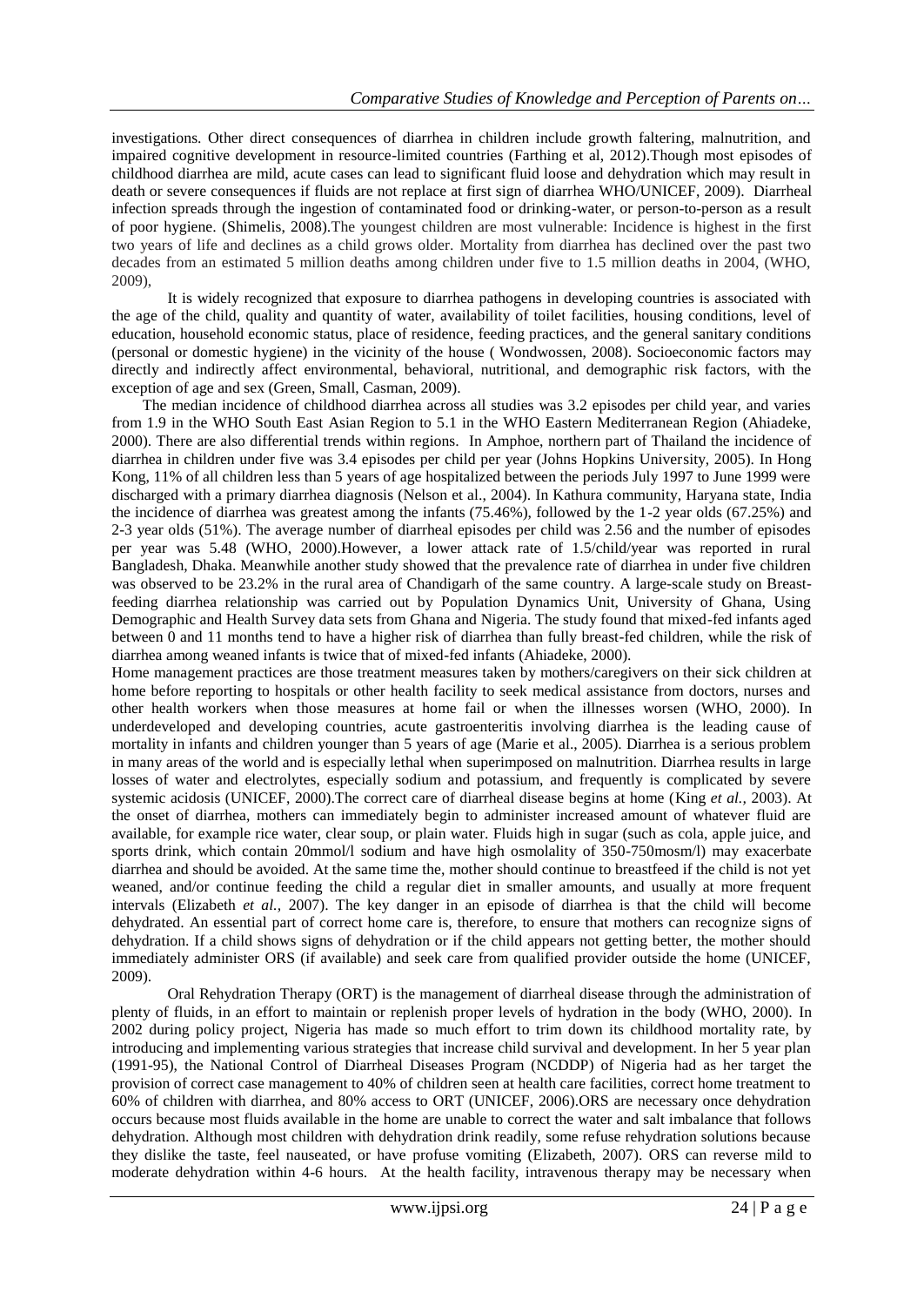investigations. Other direct consequences of diarrhea in children include growth faltering, malnutrition, and impaired cognitive development in resource-limited countries (Farthing et al, 2012).Though most episodes of childhood diarrhea are mild, acute cases can lead to significant fluid loose and dehydration which may result in death or severe consequences if fluids are not replace at first sign of diarrhea WHO/UNICEF, 2009). Diarrheal infection spreads through the ingestion of contaminated food or drinking-water, or person-to-person as a result of poor hygiene. (Shimelis, 2008).The youngest children are most vulnerable: Incidence is highest in the first two years of life and declines as a child grows older. Mortality from diarrhea has declined over the past two decades from an estimated 5 million deaths among children under five to 1.5 million deaths in 2004, (WHO, 2009),

It is widely recognized that exposure to diarrhea pathogens in developing countries is associated with the age of the child, quality and quantity of water, availability of toilet facilities, housing conditions, level of education, household economic status, place of residence, feeding practices, and the general sanitary conditions (personal or domestic hygiene) in the vicinity of the house ( Wondwossen, 2008). Socioeconomic factors may directly and indirectly affect environmental, behavioral, nutritional, and demographic risk factors, with the exception of age and sex (Green, Small, Casman, 2009).

The median incidence of childhood diarrhea across all studies was 3.2 episodes per child year, and varies from 1.9 in the WHO South East Asian Region to 5.1 in the WHO Eastern Mediterranean Region (Ahiadeke, 2000). There are also differential trends within regions. In Amphoe, northern part of Thailand the incidence of diarrhea in children under five was 3.4 episodes per child per year (Johns Hopkins University, 2005). In Hong Kong, 11% of all children less than 5 years of age hospitalized between the periods July 1997 to June 1999 were discharged with a primary diarrhea diagnosis (Nelson et al., 2004). In Kathura community, Haryana state, India the incidence of diarrhea was greatest among the infants (75.46%), followed by the 1-2 year olds (67.25%) and 2-3 year olds (51%). The average number of diarrheal episodes per child was 2.56 and the number of episodes per year was 5.48 (WHO, 2000).However, a lower attack rate of 1.5/child/year was reported in rural Bangladesh, Dhaka. Meanwhile another study showed that the prevalence rate of diarrhea in under five children was observed to be 23.2% in the rural area of Chandigarh of the same country. A large-scale study on Breast-feeding diarrhea relationship was carried out by Population Dynamics Unit, University of Ghana, Using Demographic and Health Survey data sets from Ghana and Nigeria. The study found that mixed-fed infants aged between 0 and 11 months tend to have a higher risk of diarrhea than fully breast-fed children, while the risk of diarrhea among weaned infants is twice that of mixed-fed infants (Ahiadeke, 2000).

Home management practices are those treatment measures taken by mothers/caregivers on their sick children at home before reporting to hospitals or other health facility to seek medical assistance from doctors, nurses and other health workers when those measures at home fail or when the illnesses worsen (WHO, 2000). In underdeveloped and developing countries, acute gastroenteritis involving diarrhea is the leading cause of mortality in infants and children younger than 5 years of age (Marie et al., 2005). Diarrhea is a serious problem in many areas of the world and is especially lethal when superimposed on malnutrition. Diarrhea results in large losses of water and electrolytes, especially sodium and potassium, and frequently is complicated by severe systemic acidosis (UNICEF, 2000).The correct care of diarrheal disease begins at home (King *et al.,* 2003). At the onset of diarrhea, mothers can immediately begin to administer increased amount of whatever fluid are available, for example rice water, clear soup, or plain water. Fluids high in sugar (such as cola, apple juice, and sports drink, which contain 20mmol/l sodium and have high osmolality of 350-750mosm/l) may exacerbate diarrhea and should be avoided. At the same time the, mother should continue to breastfeed if the child is not yet weaned, and/or continue feeding the child a regular diet in smaller amounts, and usually at more frequent intervals (Elizabeth *et al.,* 2007). The key danger in an episode of diarrhea is that the child will become dehydrated. An essential part of correct home care is, therefore, to ensure that mothers can recognize signs of dehydration. If a child shows signs of dehydration or if the child appears not getting better, the mother should immediately administer ORS (if available) and seek care from qualified provider outside the home (UNICEF, 2009).

Oral Rehydration Therapy (ORT) is the management of diarrheal disease through the administration of plenty of fluids, in an effort to maintain or replenish proper levels of hydration in the body (WHO, 2000). In 2002 during policy project, Nigeria has made so much effort to trim down its childhood mortality rate, by introducing and implementing various strategies that increase child survival and development. In her 5 year plan (1991-95), the National Control of Diarrheal Diseases Program (NCDDP) of Nigeria had as her target the provision of correct case management to 40% of children seen at health care facilities, correct home treatment to 60% of children with diarrhea, and 80% access to ORT (UNICEF, 2006).ORS are necessary once dehydration occurs because most fluids available in the home are unable to correct the water and salt imbalance that follows dehydration. Although most children with dehydration drink readily, some refuse rehydration solutions because they dislike the taste, feel nauseated, or have profuse vomiting (Elizabeth, 2007). ORS can reverse mild to moderate dehydration within 4-6 hours. At the health facility, intravenous therapy may be necessary when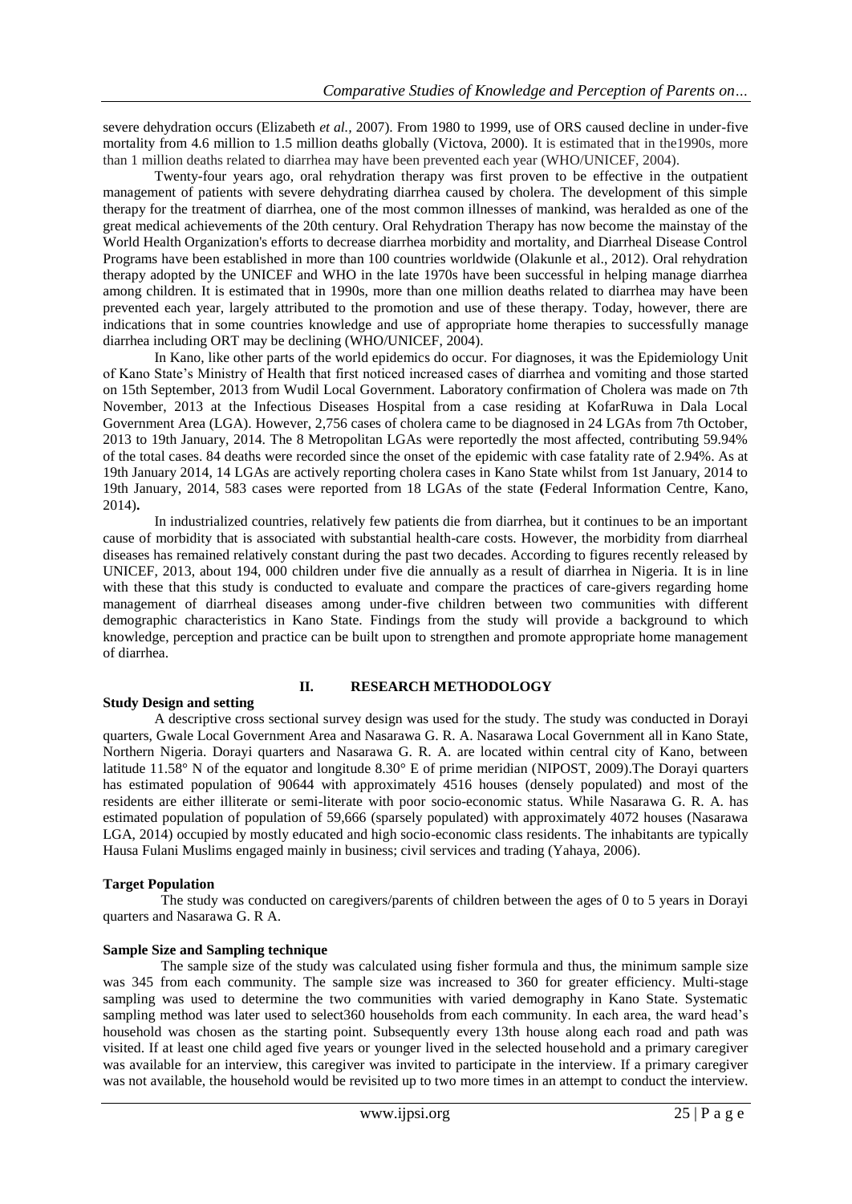severe dehydration occurs (Elizabeth *et al.,* 2007). From 1980 to 1999, use of ORS caused decline in under-five mortality from 4.6 million to 1.5 million deaths globally (Victova, 2000). It is estimated that in the1990s, more than 1 million deaths related to diarrhea may have been prevented each year (WHO/UNICEF, 2004).

Twenty-four years ago, oral rehydration therapy was first proven to be effective in the outpatient management of patients with severe dehydrating diarrhea caused by cholera. The development of this simple therapy for the treatment of diarrhea, one of the most common illnesses of mankind, was heralded as one of the great medical achievements of the 20th century. Oral Rehydration Therapy has now become the mainstay of the World Health Organization's efforts to decrease diarrhea morbidity and mortality, and Diarrheal Disease Control Programs have been established in more than 100 countries worldwide (Olakunle et al., 2012). Oral rehydration therapy adopted by the UNICEF and WHO in the late 1970s have been successful in helping manage diarrhea among children. It is estimated that in 1990s, more than one million deaths related to diarrhea may have been prevented each year, largely attributed to the promotion and use of these therapy. Today, however, there are indications that in some countries knowledge and use of appropriate home therapies to successfully manage diarrhea including ORT may be declining (WHO/UNICEF, 2004).

In Kano, like other parts of the world epidemics do occur. For diagnoses, it was the Epidemiology Unit of Kano State's Ministry of Health that first noticed increased cases of diarrhea and vomiting and those started on 15th September, 2013 from Wudil Local Government. Laboratory confirmation of Cholera was made on 7th November, 2013 at the Infectious Diseases Hospital from a case residing at KofarRuwa in Dala Local Government Area (LGA). However, 2,756 cases of cholera came to be diagnosed in 24 LGAs from 7th October, 2013 to 19th January, 2014. The 8 Metropolitan LGAs were reportedly the most affected, contributing 59.94% of the total cases. 84 deaths were recorded since the onset of the epidemic with case fatality rate of 2.94%. As at 19th January 2014, 14 LGAs are actively reporting cholera cases in Kano State whilst from 1st January, 2014 to 19th January, 2014, 583 cases were reported from 18 LGAs of the state **(**Federal Information Centre, Kano, 2014)**.**

In industrialized countries, relatively few patients die from diarrhea, but it continues to be an important cause of morbidity that is associated with substantial health-care costs. However, the morbidity from diarrheal diseases has remained relatively constant during the past two decades. According to figures recently released by UNICEF, 2013, about 194, 000 children under five die annually as a result of diarrhea in Nigeria. It is in line with these that this study is conducted to evaluate and compare the practices of care-givers regarding home management of diarrheal diseases among under-five children between two communities with different demographic characteristics in Kano State. Findings from the study will provide a background to which knowledge, perception and practice can be built upon to strengthen and promote appropriate home management of diarrhea.

## II. RESEARCH METHODOLOGY

### Study Design and setting

A descriptive cross sectional survey design was used for the study. The study was conducted in Dorayi quarters, Gwale Local Government Area and Nasarawa G. R. A. Nasarawa Local Government all in Kano State, Northern Nigeria. Dorayi quarters and Nasarawa G. R. A. are located within central city of Kano, between latitude 11.58° N of the equator and longitude 8.30° E of prime meridian (NIPOST, 2009).The Dorayi quarters has estimated population of 90644 with approximately 4516 houses (densely populated) and most of the residents are either illiterate or semi-literate with poor socio-economic status. While Nasarawa G. R. A. has estimated population of population of 59,666 (sparsely populated) with approximately 4072 houses (Nasarawa LGA, 2014) occupied by mostly educated and high socio-economic class residents. The inhabitants are typically Hausa Fulani Muslims engaged mainly in business; civil services and trading (Yahaya, 2006).

### Target Population

The study was conducted on caregivers/parents of children between the ages of 0 to 5 years in Dorayi quarters and Nasarawa G. R A.

### Sample Size and Sampling technique

The sample size of the study was calculated using fisher formula and thus, the minimum sample size was 345 from each community. The sample size was increased to 360 for greater efficiency. Multi-stage sampling was used to determine the two communities with varied demography in Kano State. Systematic sampling method was later used to select360 households from each community. In each area, the ward head's household was chosen as the starting point. Subsequently every 13th house along each road and path was visited. If at least one child aged five years or younger lived in the selected household and a primary caregiver was available for an interview, this caregiver was invited to participate in the interview. If a primary caregiver was not available, the household would be revisited up to two more times in an attempt to conduct the interview.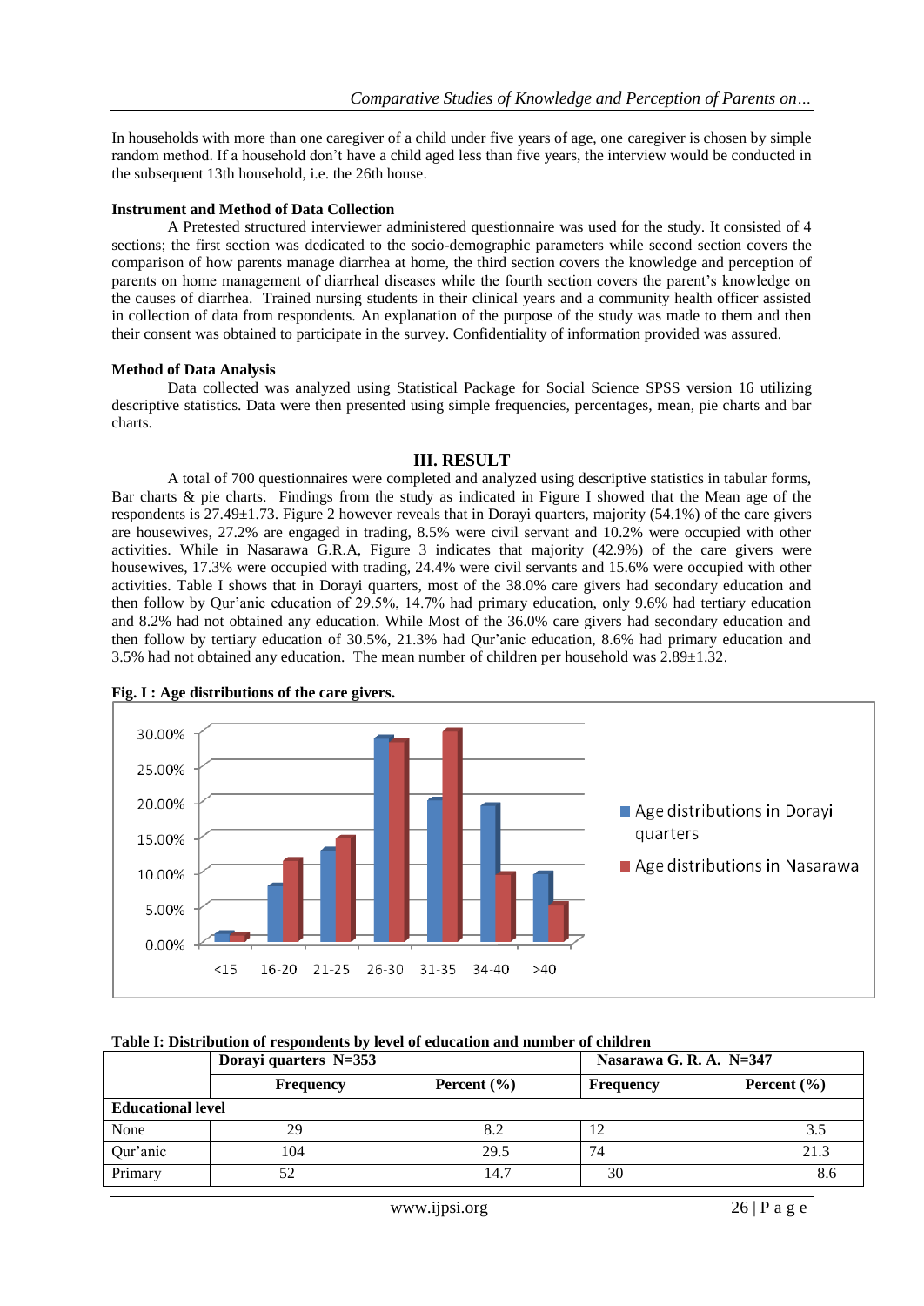In households with more than one caregiver of a child under five years of age, one caregiver is chosen by simple random method. If a household don't have a child aged less than five years, the interview would be conducted in the subsequent 13th household, i.e. the 26th house.

**Instrument and Method of Data Collection**

A Pretested structured interviewer administered questionnaire was used for the study. It consisted of 4 sections; the first section was dedicated to the socio-demographic parameters while second section covers the comparison of how parents manage diarrhea at home, the third section covers the knowledge and perception of parents on home management of diarrheal diseases while the fourth section covers the parent's knowledge on the causes of diarrhea. Trained nursing students in their clinical years and a community health officer assisted in collection of data from respondents. An explanation of the purpose of the study was made to them and then their consent was obtained to participate in the survey. Confidentiality of information provided was assured.

**Method of Data Analysis**

Data collected was analyzed using Statistical Package for Social Science SPSS version 16 utilizing descriptive statistics. Data were then presented using simple frequencies, percentages, mean, pie charts and bar charts.

## III. RESULT

A total of 700 questionnaires were completed and analyzed using descriptive statistics in tabular forms, Bar charts & pie charts. Findings from the study as indicated in Figure I showed that the Mean age of the respondents is 27.49±1.73. Figure 2 however reveals that in Dorayi quarters, majority (54.1%) of the care givers are housewives, 27.2% are engaged in trading, 8.5% were civil servant and 10.2% were occupied with other activities. While in Nasarawa G.R.A, Figure 3 indicates that majority (42.9%) of the care givers were housewives, 17.3% were occupied with trading, 24.4% were civil servants and 15.6% were occupied with other activities. Table I shows that in Dorayi quarters, most of the 38.0% care givers had secondary education and then follow by Qur'anic education of 29.5%, 14.7% had primary education, only 9.6% had tertiary education and 8.2% had not obtained any education. While Most of the 36.0% care givers had secondary education and then follow by tertiary education of 30.5%, 21.3% had Qur'anic education, 8.6% had primary education and 3.5% had not obtained any education. The mean number of children per household was 2.89±1.32.

**Fig. I : Age distributions of the care givers.**

| Age group | Age distributions in Dorayi quarters | Age distributions in Nasarawa |
|---|---|---|
| <15 | | |
| 16-20 | | |
| 21-25 | | |
| 26-30 | | |
| 31-35 | | |
| 34-40 | | |
| >40 | | |

**Table I: Distribution of respondents by level of education and number of children**

| | Dorayi quarters N=353 | | Nasarawa G. R. A. N=347 | |
|---|---|---|---|---|
| | Frequency | Percent (%) | Frequency | Percent (%) |
| **Educational level** | | | | |
| None | 29 | 8.2 | 12 | 3.5 |
| Qur'anic | 104 | 29.5 | 74 | 21.3 |
| Primary | 52 | 14.7 | 30 | 8.6 |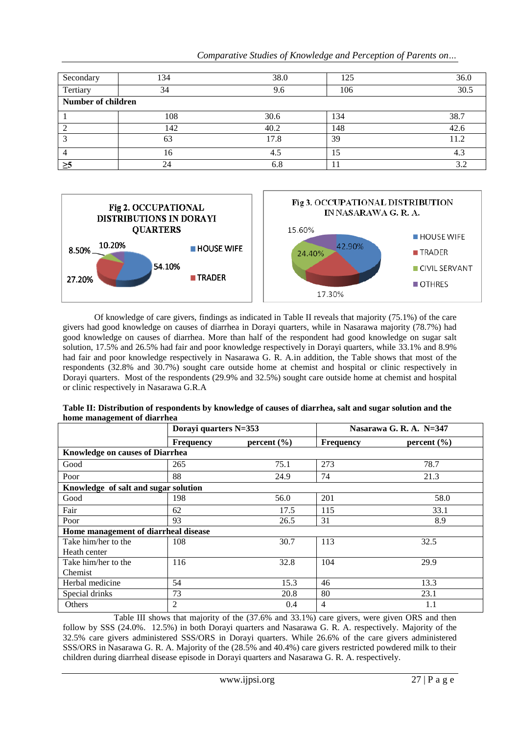| Secondary | 134 | 38.0 | 125 | 36.0 |
|---|---|---|---|---|
| Tertiary | 34 | 9.6 | 106 | 30.5 |
| **Number of children** | | | | |
| 1 | 108 | 30.6 | 134 | 38.7 |
| 2 | 142 | 40.2 | 148 | 42.6 |
| 3 | 63 | 17.8 | 39 | 11.2 |
| 4 | 16 | 4.5 | 15 | 4.3 |
| ≥5 | 24 | 6.8 | 11 | 3.2 |

Fig 2. OCCUPATIONAL DISTRIBUTIONS IN DORAYI QUARTERS

HOUSE WIFE 54.10%; TRADER 27.20%; 8.50%; 10.20%

Fig 3. OCCUPATIONAL DISTRIBUTION IN NASARAWA G. R. A.

HOUSE WIFE 42.90%; TRADER 17.30%; CIVIL SERVANT 24.40%; OTHRES 15.60%

Of knowledge of care givers, findings as indicated in Table II reveals that majority (75.1%) of the care givers had good knowledge on causes of diarrhea in Dorayi quarters, while in Nasarawa majority (78.7%) had good knowledge on causes of diarrhea. More than half of the respondent had good knowledge on sugar salt solution, 17.5% and 26.5% had fair and poor knowledge respectively in Dorayi quarters, while 33.1% and 8.9% had fair and poor knowledge respectively in Nasarawa G. R. A.in addition, the Table shows that most of the respondents (32.8% and 30.7%) sought care outside home at chemist and hospital or clinic respectively in Dorayi quarters. Most of the respondents (29.9% and 32.5%) sought care outside home at chemist and hospital or clinic respectively in Nasarawa G.R.A

**Table II: Distribution of respondents by knowledge of causes of diarrhea, salt and sugar solution and the home management of diarrhea**

| | Dorayi quarters N=353 | | Nasarawa G. R. A. N=347 | |
|---|---|---|---|---|
| | **Frequency** | **percent (%)** | **Frequency** | **percent (%)** |
| **Knowledge on causes of Diarrhea** | | | | |
| Good | 265 | 75.1 | 273 | 78.7 |
| Poor | 88 | 24.9 | 74 | 21.3 |
| **Knowledge of salt and sugar solution** | | | | |
| Good | 198 | 56.0 | 201 | 58.0 |
| Fair | 62 | 17.5 | 115 | 33.1 |
| Poor | 93 | 26.5 | 31 | 8.9 |
| **Home management of diarrheal disease** | | | | |
| Take him/her to the Heath center | 108 | 30.7 | 113 | 32.5 |
| Take him/her to the Chemist | 116 | 32.8 | 104 | 29.9 |
| Herbal medicine | 54 | 15.3 | 46 | 13.3 |
| Special drinks | 73 | 20.8 | 80 | 23.1 |
| Others | 2 | 0.4 | 4 | 1.1 |

Table III shows that majority of the (37.6% and 33.1%) care givers, were given ORS and then follow by SSS (24.0%. 12.5%) in both Dorayi quarters and Nasarawa G. R. A. respectively. Majority of the 32.5% care givers administered SSS/ORS in Dorayi quarters. While 26.6% of the care givers administered SSS/ORS in Nasarawa G. R. A. Majority of the (28.5% and 40.4%) care givers restricted powdered milk to their children during diarrheal disease episode in Dorayi quarters and Nasarawa G. R. A. respectively.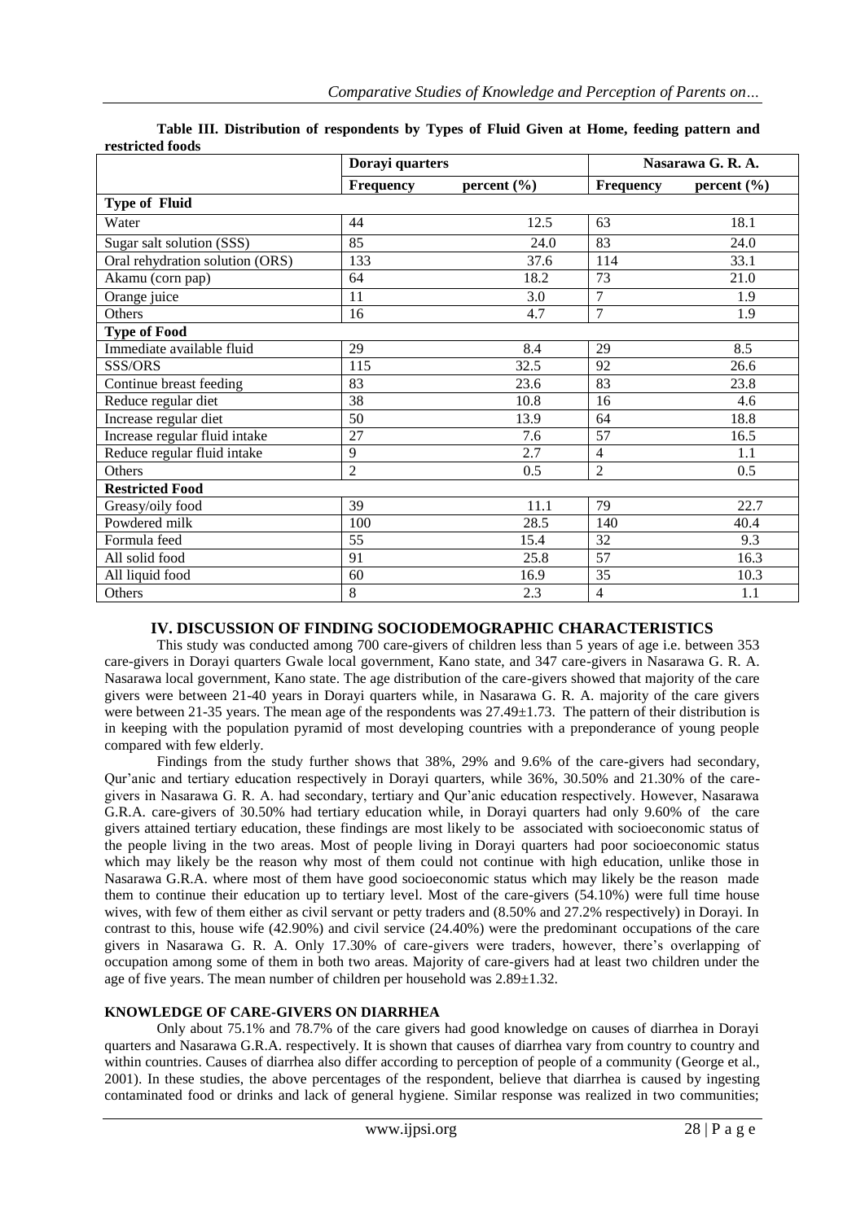**Table III. Distribution of respondents by Types of Fluid Given at Home, feeding pattern and restricted foods**

| | Dorayi quarters | | Nasarawa G. R. A. | |
|---|---|---|---|---|
| | **Frequency** | **percent (%)** | **Frequency** | **percent (%)** |
| **Type of Fluid** | | | | |
| Water | 44 | 12.5 | 63 | 18.1 |
| Sugar salt solution (SSS) | 85 | 24.0 | 83 | 24.0 |
| Oral rehydration solution (ORS) | 133 | 37.6 | 114 | 33.1 |
| Akamu (corn pap) | 64 | 18.2 | 73 | 21.0 |
| Orange juice | 11 | 3.0 | 7 | 1.9 |
| Others | 16 | 4.7 | 7 | 1.9 |
| **Type of Food** | | | | |
| Immediate available fluid | 29 | 8.4 | 29 | 8.5 |
| SSS/ORS | 115 | 32.5 | 92 | 26.6 |
| Continue breast feeding | 83 | 23.6 | 83 | 23.8 |
| Reduce regular diet | 38 | 10.8 | 16 | 4.6 |
| Increase regular diet | 50 | 13.9 | 64 | 18.8 |
| Increase regular fluid intake | 27 | 7.6 | 57 | 16.5 |
| Reduce regular fluid intake | 9 | 2.7 | 4 | 1.1 |
| Others | 2 | 0.5 | 2 | 0.5 |
| **Restricted Food** | | | | |
| Greasy/oily food | 39 | 11.1 | 79 | 22.7 |
| Powdered milk | 100 | 28.5 | 140 | 40.4 |
| Formula feed | 55 | 15.4 | 32 | 9.3 |
| All solid food | 91 | 25.8 | 57 | 16.3 |
| All liquid food | 60 | 16.9 | 35 | 10.3 |
| Others | 8 | 2.3 | 4 | 1.1 |

## IV. DISCUSSION OF FINDING SOCIODEMOGRAPHIC CHARACTERISTICS

This study was conducted among 700 care-givers of children less than 5 years of age i.e. between 353 care-givers in Dorayi quarters Gwale local government, Kano state, and 347 care-givers in Nasarawa G. R. A. Nasarawa local government, Kano state. The age distribution of the care-givers showed that majority of the care givers were between 21-40 years in Dorayi quarters while, in Nasarawa G. R. A. majority of the care givers were between 21-35 years. The mean age of the respondents was 27.49±1.73. The pattern of their distribution is in keeping with the population pyramid of most developing countries with a preponderance of young people compared with few elderly.

Findings from the study further shows that 38%, 29% and 9.6% of the care-givers had secondary, Qur'anic and tertiary education respectively in Dorayi quarters, while 36%, 30.50% and 21.30% of the care-givers in Nasarawa G. R. A. had secondary, tertiary and Qur'anic education respectively. However, Nasarawa G.R.A. care-givers of 30.50% had tertiary education while, in Dorayi quarters had only 9.60% of the care givers attained tertiary education, these findings are most likely to be associated with socioeconomic status of the people living in the two areas. Most of people living in Dorayi quarters had poor socioeconomic status which may likely be the reason why most of them could not continue with high education, unlike those in Nasarawa G.R.A. where most of them have good socioeconomic status which may likely be the reason made them to continue their education up to tertiary level. Most of the care-givers (54.10%) were full time house wives, with few of them either as civil servant or petty traders and (8.50% and 27.2% respectively) in Dorayi. In contrast to this, house wife (42.90%) and civil service (24.40%) were the predominant occupations of the care givers in Nasarawa G. R. A. Only 17.30% of care-givers were traders, however, there's overlapping of occupation among some of them in both two areas. Majority of care-givers had at least two children under the age of five years. The mean number of children per household was 2.89±1.32.

### KNOWLEDGE OF CARE-GIVERS ON DIARRHEA

Only about 75.1% and 78.7% of the care givers had good knowledge on causes of diarrhea in Dorayi quarters and Nasarawa G.R.A. respectively. It is shown that causes of diarrhea vary from country to country and within countries. Causes of diarrhea also differ according to perception of people of a community (George et al., 2001). In these studies, the above percentages of the respondent, believe that diarrhea is caused by ingesting contaminated food or drinks and lack of general hygiene. Similar response was realized in two communities;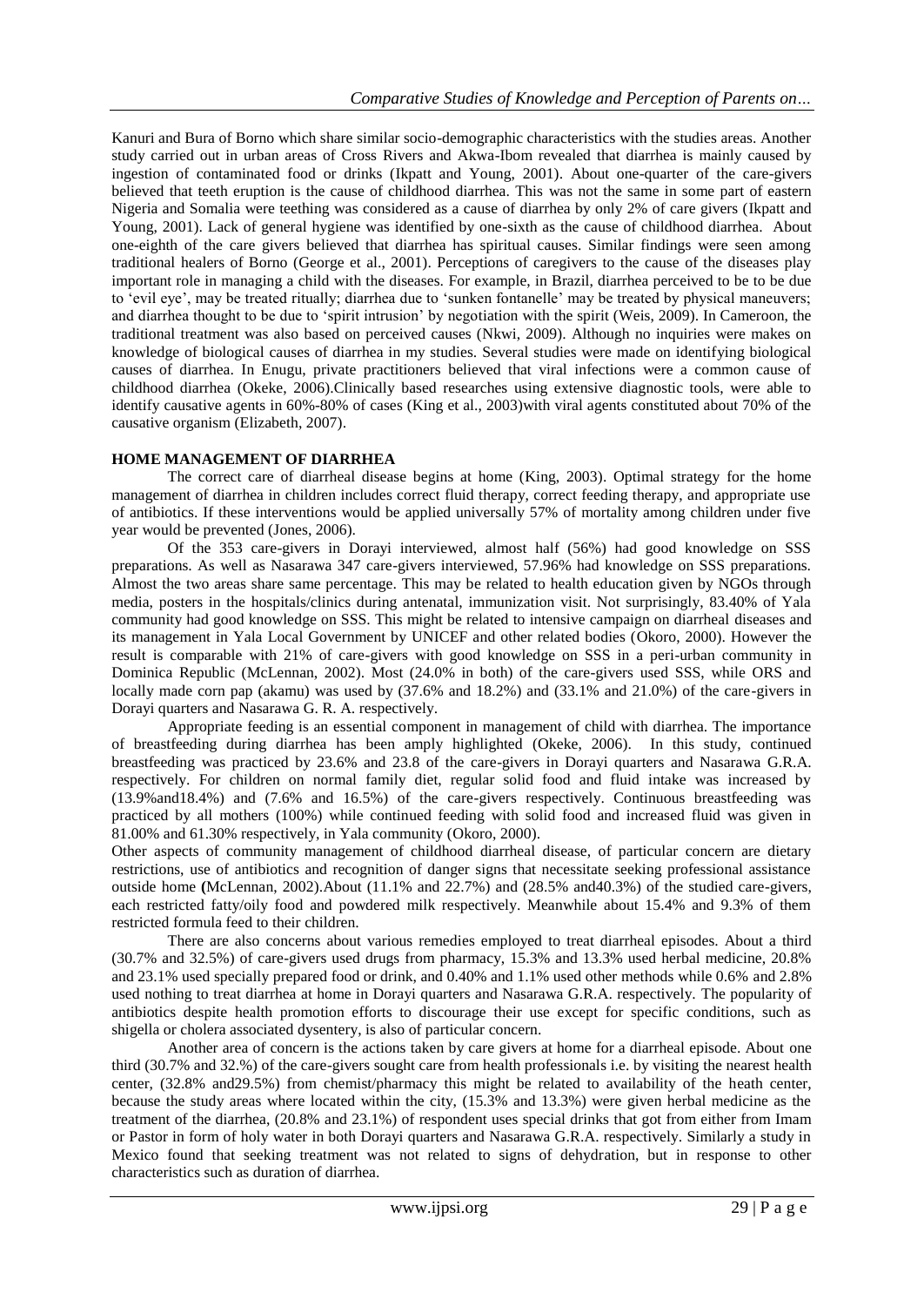Kanuri and Bura of Borno which share similar socio-demographic characteristics with the studies areas. Another study carried out in urban areas of Cross Rivers and Akwa-Ibom revealed that diarrhea is mainly caused by ingestion of contaminated food or drinks (Ikpatt and Young, 2001). About one-quarter of the care-givers believed that teeth eruption is the cause of childhood diarrhea. This was not the same in some part of eastern Nigeria and Somalia were teething was considered as a cause of diarrhea by only 2% of care givers (Ikpatt and Young, 2001). Lack of general hygiene was identified by one-sixth as the cause of childhood diarrhea. About one-eighth of the care givers believed that diarrhea has spiritual causes. Similar findings were seen among traditional healers of Borno (George et al., 2001). Perceptions of caregivers to the cause of the diseases play important role in managing a child with the diseases. For example, in Brazil, diarrhea perceived to be to be due to 'evil eye', may be treated ritually; diarrhea due to 'sunken fontanelle' may be treated by physical maneuvers; and diarrhea thought to be due to 'spirit intrusion' by negotiation with the spirit (Weis, 2009). In Cameroon, the traditional treatment was also based on perceived causes (Nkwi, 2009). Although no inquiries were makes on knowledge of biological causes of diarrhea in my studies. Several studies were made on identifying biological causes of diarrhea. In Enugu, private practitioners believed that viral infections were a common cause of childhood diarrhea (Okeke, 2006).Clinically based researches using extensive diagnostic tools, were able to identify causative agents in 60%-80% of cases (King et al., 2003)with viral agents constituted about 70% of the causative organism (Elizabeth, 2007).

## HOME MANAGEMENT OF DIARRHEA

The correct care of diarrheal disease begins at home (King, 2003). Optimal strategy for the home management of diarrhea in children includes correct fluid therapy, correct feeding therapy, and appropriate use of antibiotics. If these interventions would be applied universally 57% of mortality among children under five year would be prevented (Jones, 2006).

Of the 353 care-givers in Dorayi interviewed, almost half (56%) had good knowledge on SSS preparations. As well as Nasarawa 347 care-givers interviewed, 57.96% had knowledge on SSS preparations. Almost the two areas share same percentage. This may be related to health education given by NGOs through media, posters in the hospitals/clinics during antenatal, immunization visit. Not surprisingly, 83.40% of Yala community had good knowledge on SSS. This might be related to intensive campaign on diarrheal diseases and its management in Yala Local Government by UNICEF and other related bodies (Okoro, 2000). However the result is comparable with 21% of care-givers with good knowledge on SSS in a peri-urban community in Dominica Republic (McLennan, 2002). Most (24.0% in both) of the care-givers used SSS, while ORS and locally made corn pap (akamu) was used by (37.6% and 18.2%) and (33.1% and 21.0%) of the care-givers in Dorayi quarters and Nasarawa G. R. A. respectively.

Appropriate feeding is an essential component in management of child with diarrhea. The importance of breastfeeding during diarrhea has been amply highlighted (Okeke, 2006). In this study, continued breastfeeding was practiced by 23.6% and 23.8 of the care-givers in Dorayi quarters and Nasarawa G.R.A. respectively. For children on normal family diet, regular solid food and fluid intake was increased by (13.9%and18.4%) and (7.6% and 16.5%) of the care-givers respectively. Continuous breastfeeding was practiced by all mothers (100%) while continued feeding with solid food and increased fluid was given in 81.00% and 61.30% respectively, in Yala community (Okoro, 2000).

Other aspects of community management of childhood diarrheal disease, of particular concern are dietary restrictions, use of antibiotics and recognition of danger signs that necessitate seeking professional assistance outside home (McLennan, 2002).About (11.1% and 22.7%) and (28.5% and40.3%) of the studied care-givers, each restricted fatty/oily food and powdered milk respectively. Meanwhile about 15.4% and 9.3% of them restricted formula feed to their children.

There are also concerns about various remedies employed to treat diarrheal episodes. About a third (30.7% and 32.5%) of care-givers used drugs from pharmacy, 15.3% and 13.3% used herbal medicine, 20.8% and 23.1% used specially prepared food or drink, and 0.40% and 1.1% used other methods while 0.6% and 2.8% used nothing to treat diarrhea at home in Dorayi quarters and Nasarawa G.R.A. respectively. The popularity of antibiotics despite health promotion efforts to discourage their use except for specific conditions, such as shigella or cholera associated dysentery, is also of particular concern.

Another area of concern is the actions taken by care givers at home for a diarrheal episode. About one third (30.7% and 32.%) of the care-givers sought care from health professionals i.e. by visiting the nearest health center, (32.8% and29.5%) from chemist/pharmacy this might be related to availability of the heath center, because the study areas where located within the city, (15.3% and 13.3%) were given herbal medicine as the treatment of the diarrhea, (20.8% and 23.1%) of respondent uses special drinks that got from either from Imam or Pastor in form of holy water in both Dorayi quarters and Nasarawa G.R.A. respectively. Similarly a study in Mexico found that seeking treatment was not related to signs of dehydration, but in response to other characteristics such as duration of diarrhea.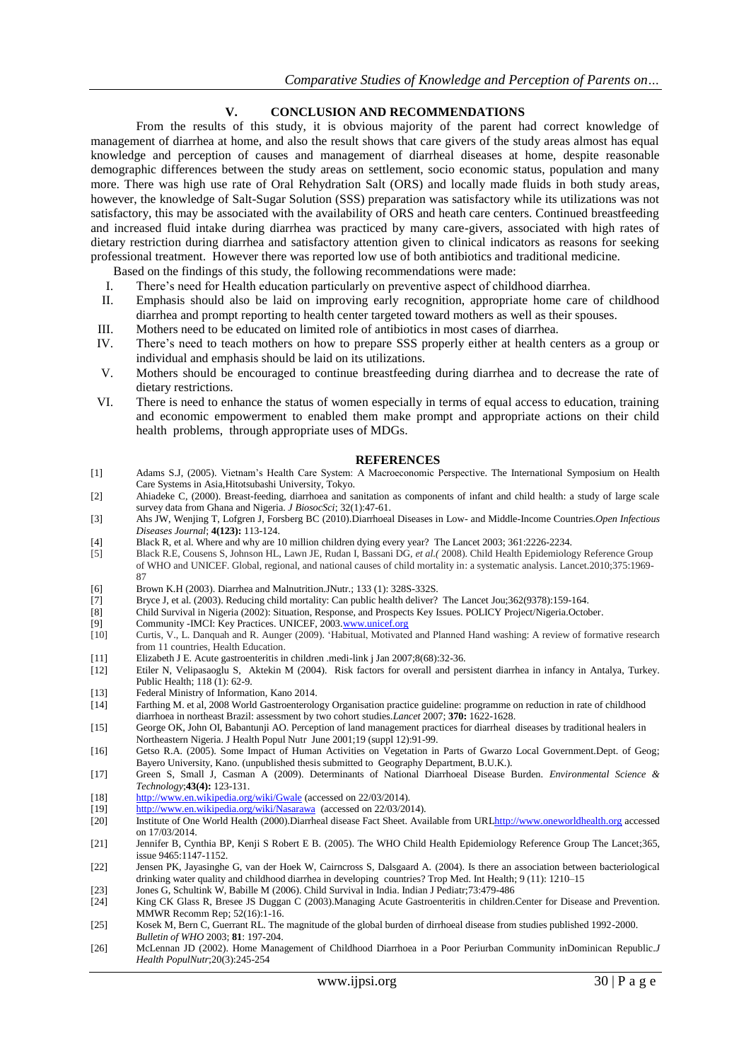## V. CONCLUSION AND RECOMMENDATIONS

From the results of this study, it is obvious majority of the parent had correct knowledge of management of diarrhea at home, and also the result shows that care givers of the study areas almost has equal knowledge and perception of causes and management of diarrheal diseases at home, despite reasonable demographic differences between the study areas on settlement, socio economic status, population and many more. There was high use rate of Oral Rehydration Salt (ORS) and locally made fluids in both study areas, however, the knowledge of Salt-Sugar Solution (SSS) preparation was satisfactory while its utilizations was not satisfactory, this may be associated with the availability of ORS and heath care centers. Continued breastfeeding and increased fluid intake during diarrhea was practiced by many care-givers, associated with high rates of dietary restriction during diarrhea and satisfactory attention given to clinical indicators as reasons for seeking professional treatment. However there was reported low use of both antibiotics and traditional medicine.

Based on the findings of this study, the following recommendations were made:

I. There's need for Health education particularly on preventive aspect of childhood diarrhea.
II. Emphasis should also be laid on improving early recognition, appropriate home care of childhood diarrhea and prompt reporting to health center targeted toward mothers as well as their spouses.
III. Mothers need to be educated on limited role of antibiotics in most cases of diarrhea.
IV. There's need to teach mothers on how to prepare SSS properly either at health centers as a group or individual and emphasis should be laid on its utilizations.
V. Mothers should be encouraged to continue breastfeeding during diarrhea and to decrease the rate of dietary restrictions.
VI. There is need to enhance the status of women especially in terms of equal access to education, training and economic empowerment to enabled them make prompt and appropriate actions on their child health problems, through appropriate uses of MDGs.

## REFERENCES

[1] Adams S.J, (2005). Vietnam's Health Care System: A Macroeconomic Perspective. The International Symposium on Health Care Systems in Asia,Hitotsubashi University, Tokyo.

[2] Ahiadeke C, (2000). Breast-feeding, diarrhoea and sanitation as components of infant and child health: a study of large scale survey data from Ghana and Nigeria. *J BiosocSci*; 32(1):47-61.

[3] Ahs JW, Wenjing T, Lofgren J, Forsberg BC (2010).Diarrhoeal Diseases in Low- and Middle-Income Countries.*Open Infectious Diseases Journal*; **4(123):** 113-124.

[4] Black R, et al. Where and why are 10 million children dying every year? The Lancet 2003; 361:2226-2234.

[5] Black R.E, Cousens S, Johnson HL, Lawn JE, Rudan I, Bassani DG, *et al.(* 2008). Child Health Epidemiology Reference Group of WHO and UNICEF. Global, regional, and national causes of child mortality in: a systematic analysis. Lancet.2010;375:1969-87

[6] Brown K.H (2003). Diarrhea and Malnutrition.JNutr.; 133 (1): 328S-332S.

[7] Bryce J, et al. (2003). Reducing child mortality: Can public health deliver? The Lancet Jou;362(9378):159-164.

[8] Child Survival in Nigeria (2002): Situation, Response, and Prospects Key Issues. POLICY Project/Nigeria.October.

[9] Community -IMCI: Key Practices. UNICEF, 2003.www.unicef.org

[10] Curtis, V., L. Danquah and R. Aunger (2009). 'Habitual, Motivated and Planned Hand washing: A review of formative research from 11 countries, Health Education.

[11] Elizabeth J E. Acute gastroenteritis in children .medi-link j Jan 2007;8(68):32-36.

[12] Etiler N, Velipasaoglu S, Aktekin M (2004). Risk factors for overall and persistent diarrhea in infancy in Antalya, Turkey. Public Health; 118 (1): 62-9.

[13] Federal Ministry of Information, Kano 2014.

[14] Farthing M. et al, 2008 World Gastroenterology Organisation practice guideline: programme on reduction in rate of childhood diarrhoea in northeast Brazil: assessment by two cohort studies.*Lancet* 2007; **370:** 1622-1628.

[15] George OK, John OI, Babantunji AO. Perception of land management practices for diarrheal diseases by traditional healers in Northeastern Nigeria. J Health Popul Nutr June 2001;19 (suppl 12):91-99.

[16] Getso R.A. (2005). Some Impact of Human Activities on Vegetation in Parts of Gwarzo Local Government.Dept. of Geog; Bayero University, Kano. (unpublished thesis submitted to Geography Department, B.U.K.).

[17] Green S, Small J, Casman A (2009). Determinants of National Diarrhoeal Disease Burden. *Environmental Science & Technology*;**43(4):** 123-131.

[18] http://www.en.wikipedia.org/wiki/Gwale (accessed on 22/03/2014).

[19] http://www.en.wikipedia.org/wiki/Nasarawa (accessed on 22/03/2014).

[20] Institute of One World Health (2000).Diarrheal disease Fact Sheet. Available from URLhttp://www.oneworldhealth.org accessed on 17/03/2014.

[21] Jennifer B, Cynthia BP, Kenji S Robert E B. (2005). The WHO Child Health Epidemiology Reference Group The Lancet;365, issue 9465:1147-1152.

[22] Jensen PK, Jayasinghe G, van der Hoek W, Cairncross S, Dalsgaard A. (2004). Is there an association between bacteriological drinking water quality and childhood diarrhea in developing countries? Trop Med. Int Health; 9 (11): 1210–15

[23] Jones G, Schultink W, Babille M (2006). Child Survival in India. Indian J Pediatr;73:479-486

[24] King CK Glass R, Bresee JS Duggan C (2003).Managing Acute Gastroenteritis in children.Center for Disease and Prevention. MMWR Recomm Rep; 52(16):1-16.

[25] Kosek M, Bern C, Guerrant RL. The magnitude of the global burden of dirrhoeal disease from studies published 1992-2000. *Bulletin of WHO* 2003; **81**: 197-204.

[26] McLennan JD (2002). Home Management of Childhood Diarrhoea in a Poor Periurban Community inDominican Republic.*J Health PopulNutr*;20(3):245-254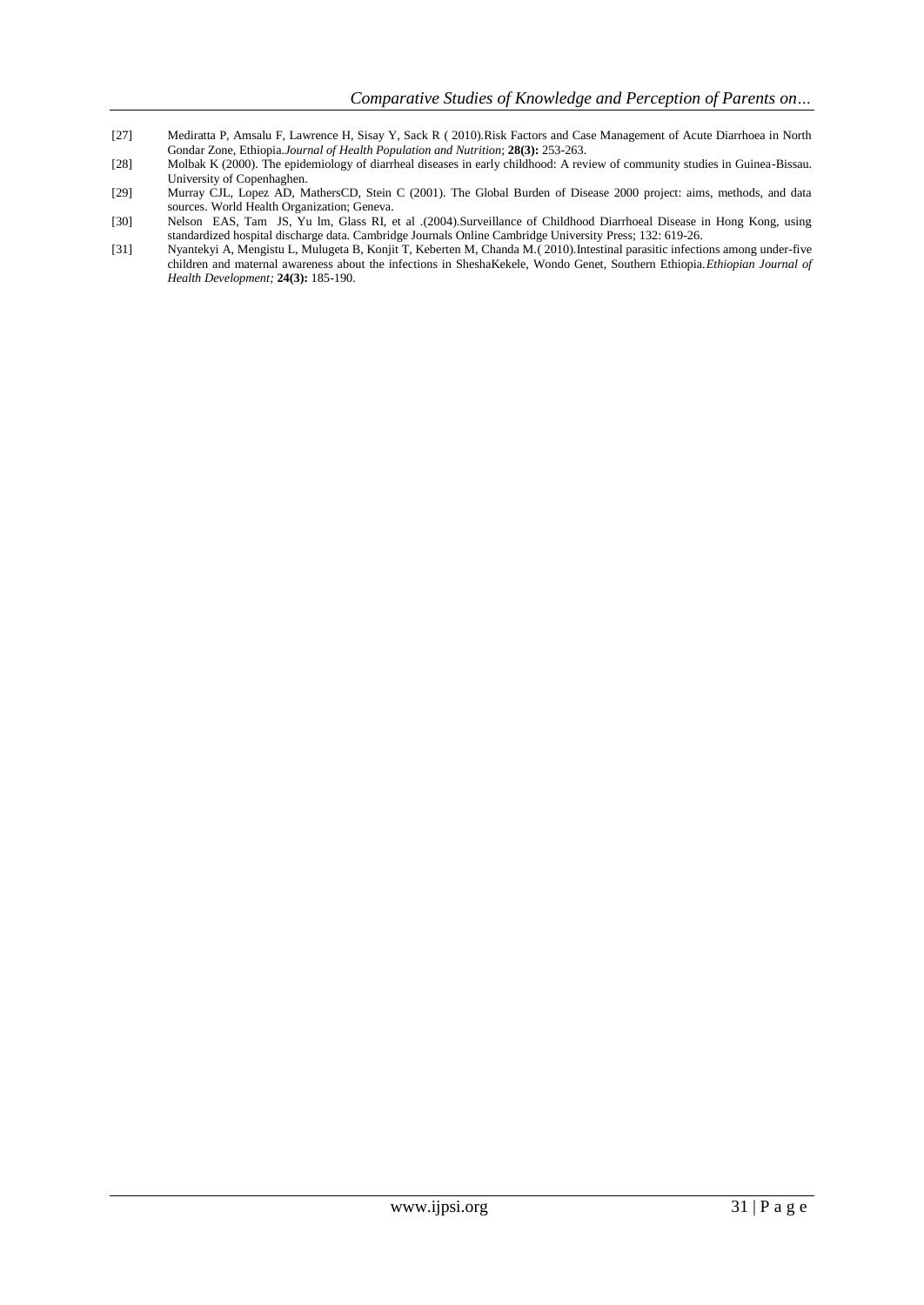[27] Mediratta P, Amsalu F, Lawrence H, Sisay Y, Sack R ( 2010).Risk Factors and Case Management of Acute Diarrhoea in North Gondar Zone, Ethiopia.*Journal of Health Population and Nutrition*; **28(3):** 253-263.

[28] Molbak K (2000). The epidemiology of diarrheal diseases in early childhood: A review of community studies in Guinea-Bissau. University of Copenhaghen.

[29] Murray CJL, Lopez AD, MathersCD, Stein C (2001). The Global Burden of Disease 2000 project: aims, methods, and data sources. World Health Organization; Geneva.

[30] Nelson EAS, Tam JS, Yu lm, Glass RI, et al .(2004).Surveillance of Childhood Diarrhoeal Disease in Hong Kong, using standardized hospital discharge data. Cambridge Journals Online Cambridge University Press; 132: 619-26.

[31] Nyantekyi A, Mengistu L, Mulugeta B, Konjit T, Keberten M, Chanda M.( 2010).Intestinal parasitic infections among under-five children and maternal awareness about the infections in SheshaKekele, Wondo Genet, Southern Ethiopia.*Ethiopian Journal of Health Development;* **24(3):** 185-190.